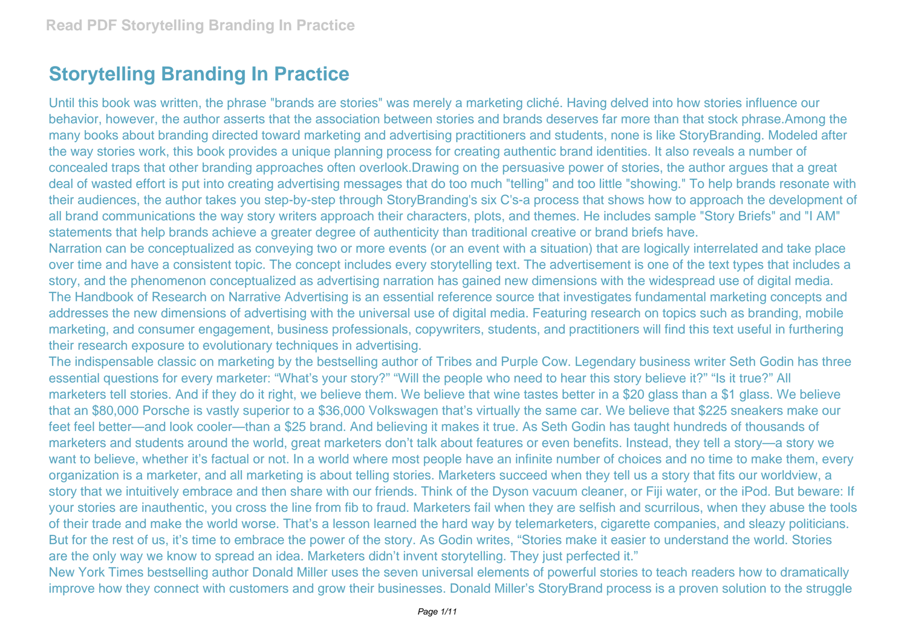# Storytelling Branding In Practice

Until this book was written, the phrase "brands are stories" was merely a marketing cliché. Having delved into how stories influence our behavior, however, the author asserts that the association between stories and brands deserves far more than that stock phrase.Among the many books about branding directed toward marketing and advertising practitioners and students, none is like StoryBranding. Modeled after the way stories work, this book provides a unique planning process for creating authentic brand identities. It also reveals a number of concealed traps that other branding approaches often overlook.Drawing on the persuasive power of stories, the author argues that a great deal of wasted effort is put into creating advertising messages that do too much "telling" and too little "showing." To help brands resonate with their audiences, the author takes you step-by-step through StoryBranding's six C's-a process that shows how to approach the development of all brand communications the way story writers approach their characters, plots, and themes. He includes sample "Story Briefs" and "I AM" statements that help brands achieve a greater degree of authenticity than traditional creative or brand briefs have.

Narration can be conceptualized as conveying two or more events (or an event with a situation) that are logically interrelated and take place over time and have a consistent topic. The concept includes every storytelling text. The advertisement is one of the text types that includes a story, and the phenomenon conceptualized as advertising narration has gained new dimensions with the widespread use of digital media. The Handbook of Research on Narrative Advertising is an essential reference source that investigates fundamental marketing concepts and addresses the new dimensions of advertising with the universal use of digital media. Featuring research on topics such as branding, mobile marketing, and consumer engagement, business professionals, copywriters, students, and practitioners will find this text useful in furthering their research exposure to evolutionary techniques in advertising.

The indispensable classic on marketing by the bestselling author of Tribes and Purple Cow. Legendary business writer Seth Godin has three essential questions for every marketer: “What’s your story?” “Will the people who need to hear this story believe it?” “Is it true?” All marketers tell stories. And if they do it right, we believe them. We believe that wine tastes better in a $20 glass than a $1 glass. We believe that an $80,000 Porsche is vastly superior to a $36,000 Volkswagen that’s virtually the same car. We believe that $225 sneakers make our feet feel better—and look cooler—than a $25 brand. And believing it makes it true. As Seth Godin has taught hundreds of thousands of marketers and students around the world, great marketers don’t talk about features or even benefits. Instead, they tell a story—a story we want to believe, whether it’s factual or not. In a world where most people have an infinite number of choices and no time to make them, every organization is a marketer, and all marketing is about telling stories. Marketers succeed when they tell us a story that fits our worldview, a story that we intuitively embrace and then share with our friends. Think of the Dyson vacuum cleaner, or Fiji water, or the iPod. But beware: If your stories are inauthentic, you cross the line from fib to fraud. Marketers fail when they are selfish and scurrilous, when they abuse the tools of their trade and make the world worse. That’s a lesson learned the hard way by telemarketers, cigarette companies, and sleazy politicians. But for the rest of us, it’s time to embrace the power of the story. As Godin writes, “Stories make it easier to understand the world. Stories are the only way we know to spread an idea. Marketers didn’t invent storytelling. They just perfected it.”

New York Times bestselling author Donald Miller uses the seven universal elements of powerful stories to teach readers how to dramatically improve how they connect with customers and grow their businesses. Donald Miller’s StoryBrand process is a proven solution to the struggle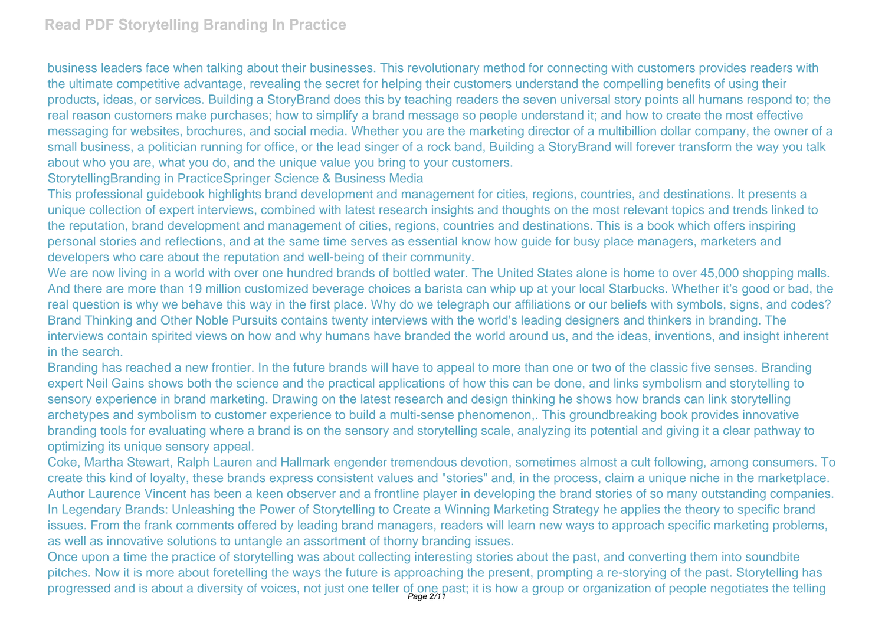business leaders face when talking about their businesses. This revolutionary method for connecting with customers provides readers with the ultimate competitive advantage, revealing the secret for helping their customers understand the compelling benefits of using their products, ideas, or services. Building a StoryBrand does this by teaching readers the seven universal story points all humans respond to; the real reason customers make purchases; how to simplify a brand message so people understand it; and how to create the most effective messaging for websites, brochures, and social media. Whether you are the marketing director of a multibillion dollar company, the owner of a small business, a politician running for office, or the lead singer of a rock band, Building a StoryBrand will forever transform the way you talk about who you are, what you do, and the unique value you bring to your customers.

StorytellingBranding in PracticeSpringer Science & Business Media

This professional guidebook highlights brand development and management for cities, regions, countries, and destinations. It presents a unique collection of expert interviews, combined with latest research insights and thoughts on the most relevant topics and trends linked to the reputation, brand development and management of cities, regions, countries and destinations. This is a book which offers inspiring personal stories and reflections, and at the same time serves as essential know how guide for busy place managers, marketers and developers who care about the reputation and well-being of their community.

We are now living in a world with over one hundred brands of bottled water. The United States alone is home to over 45,000 shopping malls. And there are more than 19 million customized beverage choices a barista can whip up at your local Starbucks. Whether it's good or bad, the real question is why we behave this way in the first place. Why do we telegraph our affiliations or our beliefs with symbols, signs, and codes? Brand Thinking and Other Noble Pursuits contains twenty interviews with the world's leading designers and thinkers in branding. The interviews contain spirited views on how and why humans have branded the world around us, and the ideas, inventions, and insight inherent in the search.

Branding has reached a new frontier. In the future brands will have to appeal to more than one or two of the classic five senses. Branding expert Neil Gains shows both the science and the practical applications of how this can be done, and links symbolism and storytelling to sensory experience in brand marketing. Drawing on the latest research and design thinking he shows how brands can link storytelling archetypes and symbolism to customer experience to build a multi-sense phenomenon,. This groundbreaking book provides innovative branding tools for evaluating where a brand is on the sensory and storytelling scale, analyzing its potential and giving it a clear pathway to optimizing its unique sensory appeal.

Coke, Martha Stewart, Ralph Lauren and Hallmark engender tremendous devotion, sometimes almost a cult following, among consumers. To create this kind of loyalty, these brands express consistent values and "stories" and, in the process, claim a unique niche in the marketplace. Author Laurence Vincent has been a keen observer and a frontline player in developing the brand stories of so many outstanding companies. In Legendary Brands: Unleashing the Power of Storytelling to Create a Winning Marketing Strategy he applies the theory to specific brand issues. From the frank comments offered by leading brand managers, readers will learn new ways to approach specific marketing problems, as well as innovative solutions to untangle an assortment of thorny branding issues.

Once upon a time the practice of storytelling was about collecting interesting stories about the past, and converting them into soundbite pitches. Now it is more about foretelling the ways the future is approaching the present, prompting a re-storying of the past. Storytelling has progressed and is about a diversity of voices, not just one teller of one past; it is how a group or organization of people negotiates the telling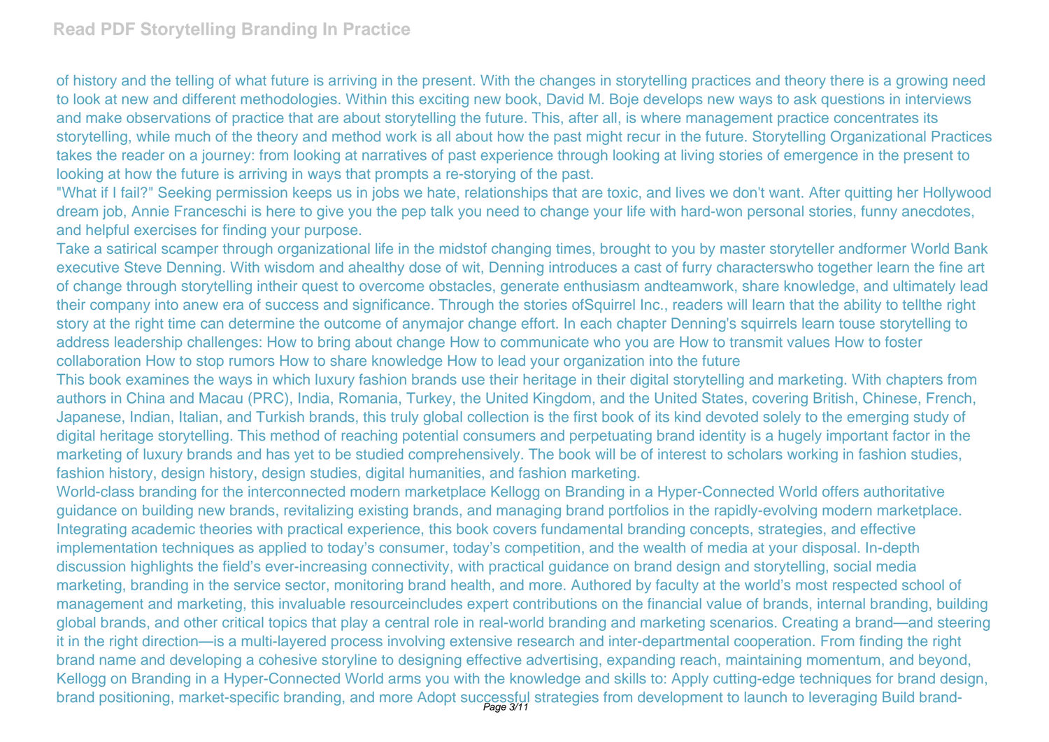of history and the telling of what future is arriving in the present. With the changes in storytelling practices and theory there is a growing need to look at new and different methodologies. Within this exciting new book, David M. Boje develops new ways to ask questions in interviews and make observations of practice that are about storytelling the future. This, after all, is where management practice concentrates its storytelling, while much of the theory and method work is all about how the past might recur in the future. Storytelling Organizational Practices takes the reader on a journey: from looking at narratives of past experience through looking at living stories of emergence in the present to looking at how the future is arriving in ways that prompts a re-storying of the past.

"What if I fail?" Seeking permission keeps us in jobs we hate, relationships that are toxic, and lives we don't want. After quitting her Hollywood dream job, Annie Franceschi is here to give you the pep talk you need to change your life with hard-won personal stories, funny anecdotes, and helpful exercises for finding your purpose.

Take a satirical scamper through organizational life in the midstof changing times, brought to you by master storyteller andformer World Bank executive Steve Denning. With wisdom and ahealthy dose of wit, Denning introduces a cast of furry characterswho together learn the fine art of change through storytelling intheir quest to overcome obstacles, generate enthusiasm andteamwork, share knowledge, and ultimately lead their company into anew era of success and significance. Through the stories ofSquirrel Inc., readers will learn that the ability to tellthe right story at the right time can determine the outcome of anymajor change effort. In each chapter Denning's squirrels learn touse storytelling to address leadership challenges: How to bring about change How to communicate who you are How to transmit values How to foster collaboration How to stop rumors How to share knowledge How to lead your organization into the future

This book examines the ways in which luxury fashion brands use their heritage in their digital storytelling and marketing. With chapters from authors in China and Macau (PRC), India, Romania, Turkey, the United Kingdom, and the United States, covering British, Chinese, French, Japanese, Indian, Italian, and Turkish brands, this truly global collection is the first book of its kind devoted solely to the emerging study of digital heritage storytelling. This method of reaching potential consumers and perpetuating brand identity is a hugely important factor in the marketing of luxury brands and has yet to be studied comprehensively. The book will be of interest to scholars working in fashion studies, fashion history, design history, design studies, digital humanities, and fashion marketing.

World-class branding for the interconnected modern marketplace Kellogg on Branding in a Hyper-Connected World offers authoritative guidance on building new brands, revitalizing existing brands, and managing brand portfolios in the rapidly-evolving modern marketplace. Integrating academic theories with practical experience, this book covers fundamental branding concepts, strategies, and effective implementation techniques as applied to today's consumer, today's competition, and the wealth of media at your disposal. In-depth discussion highlights the field's ever-increasing connectivity, with practical guidance on brand design and storytelling, social media marketing, branding in the service sector, monitoring brand health, and more. Authored by faculty at the world's most respected school of management and marketing, this invaluable resourceincludes expert contributions on the financial value of brands, internal branding, building global brands, and other critical topics that play a central role in real-world branding and marketing scenarios. Creating a brand—and steering it in the right direction—is a multi-layered process involving extensive research and inter-departmental cooperation. From finding the right brand name and developing a cohesive storyline to designing effective advertising, expanding reach, maintaining momentum, and beyond, Kellogg on Branding in a Hyper-Connected World arms you with the knowledge and skills to: Apply cutting-edge techniques for brand design, brand positioning, market-specific branding, and more Adopt successful strategies from development to launch to leveraging Build brand-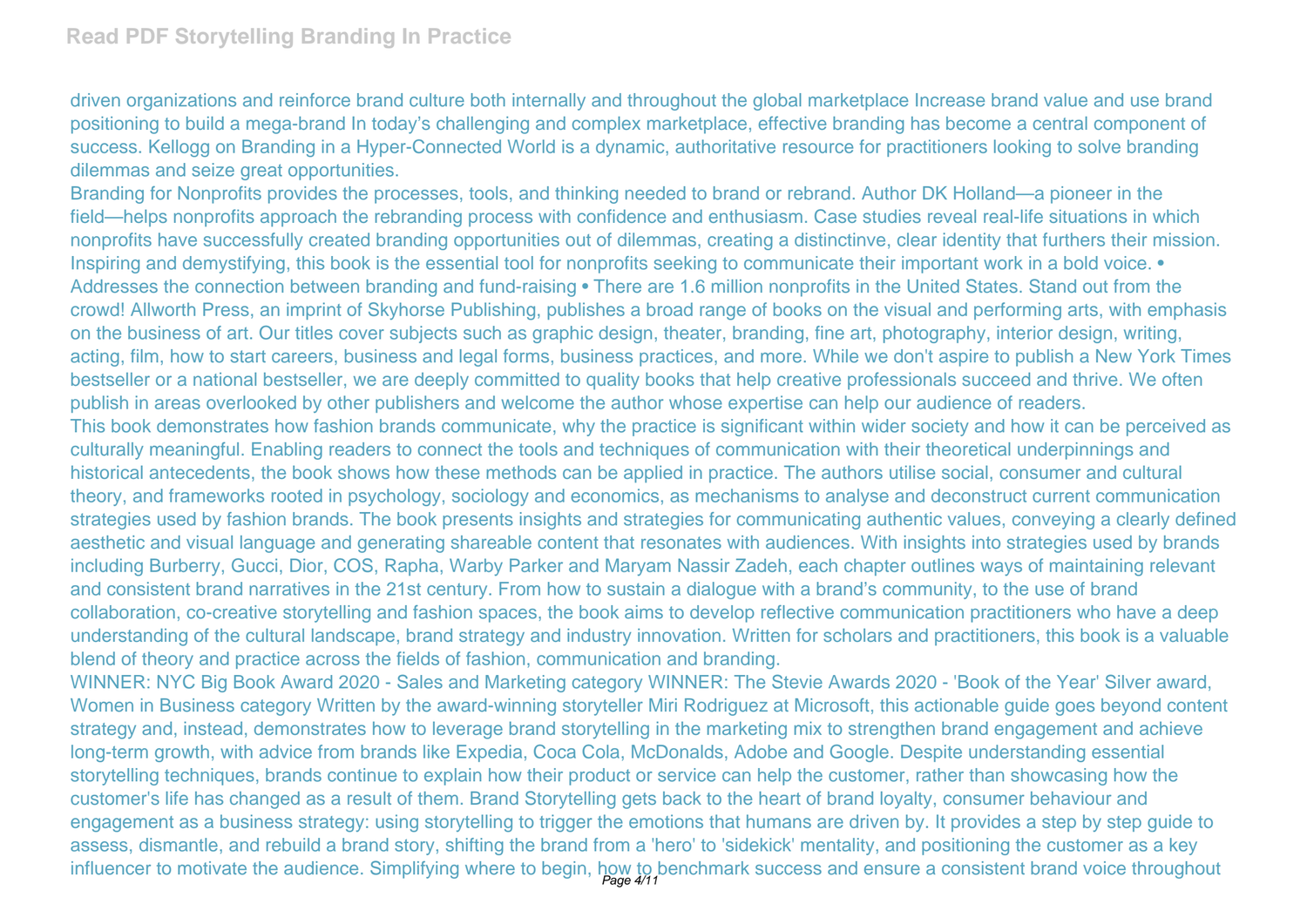driven organizations and reinforce brand culture both internally and throughout the global marketplace Increase brand value and use brand positioning to build a mega-brand In today's challenging and complex marketplace, effective branding has become a central component of success. Kellogg on Branding in a Hyper-Connected World is a dynamic, authoritative resource for practitioners looking to solve branding dilemmas and seize great opportunities.

Branding for Nonprofits provides the processes, tools, and thinking needed to brand or rebrand. Author DK Holland—a pioneer in the field—helps nonprofits approach the rebranding process with confidence and enthusiasm. Case studies reveal real-life situations in which nonprofits have successfully created branding opportunities out of dilemmas, creating a distinctinve, clear identity that furthers their mission. Inspiring and demystifying, this book is the essential tool for nonprofits seeking to communicate their important work in a bold voice. • Addresses the connection between branding and fund-raising • There are 1.6 million nonprofits in the United States. Stand out from the crowd! Allworth Press, an imprint of Skyhorse Publishing, publishes a broad range of books on the visual and performing arts, with emphasis on the business of art. Our titles cover subjects such as graphic design, theater, branding, fine art, photography, interior design, writing, acting, film, how to start careers, business and legal forms, business practices, and more. While we don't aspire to publish a New York Times bestseller or a national bestseller, we are deeply committed to quality books that help creative professionals succeed and thrive. We often publish in areas overlooked by other publishers and welcome the author whose expertise can help our audience of readers.

This book demonstrates how fashion brands communicate, why the practice is significant within wider society and how it can be perceived as culturally meaningful. Enabling readers to connect the tools and techniques of communication with their theoretical underpinnings and historical antecedents, the book shows how these methods can be applied in practice. The authors utilise social, consumer and cultural theory, and frameworks rooted in psychology, sociology and economics, as mechanisms to analyse and deconstruct current communication strategies used by fashion brands. The book presents insights and strategies for communicating authentic values, conveying a clearly defined aesthetic and visual language and generating shareable content that resonates with audiences. With insights into strategies used by brands including Burberry, Gucci, Dior, COS, Rapha, Warby Parker and Maryam Nassir Zadeh, each chapter outlines ways of maintaining relevant and consistent brand narratives in the 21st century. From how to sustain a dialogue with a brand's community, to the use of brand collaboration, co-creative storytelling and fashion spaces, the book aims to develop reflective communication practitioners who have a deep understanding of the cultural landscape, brand strategy and industry innovation. Written for scholars and practitioners, this book is a valuable blend of theory and practice across the fields of fashion, communication and branding.

WINNER: NYC Big Book Award 2020 - Sales and Marketing category WINNER: The Stevie Awards 2020 - 'Book of the Year' Silver award, Women in Business category Written by the award-winning storyteller Miri Rodriguez at Microsoft, this actionable guide goes beyond content strategy and, instead, demonstrates how to leverage brand storytelling in the marketing mix to strengthen brand engagement and achieve long-term growth, with advice from brands like Expedia, Coca Cola, McDonalds, Adobe and Google. Despite understanding essential storytelling techniques, brands continue to explain how their product or service can help the customer, rather than showcasing how the customer's life has changed as a result of them. Brand Storytelling gets back to the heart of brand loyalty, consumer behaviour and engagement as a business strategy: using storytelling to trigger the emotions that humans are driven by. It provides a step by step guide to assess, dismantle, and rebuild a brand story, shifting the brand from a 'hero' to 'sidekick' mentality, and positioning the customer as a key influencer to motivate the audience. Simplifying where to begin, how to benchmark success and ensure a consistent brand voice throughout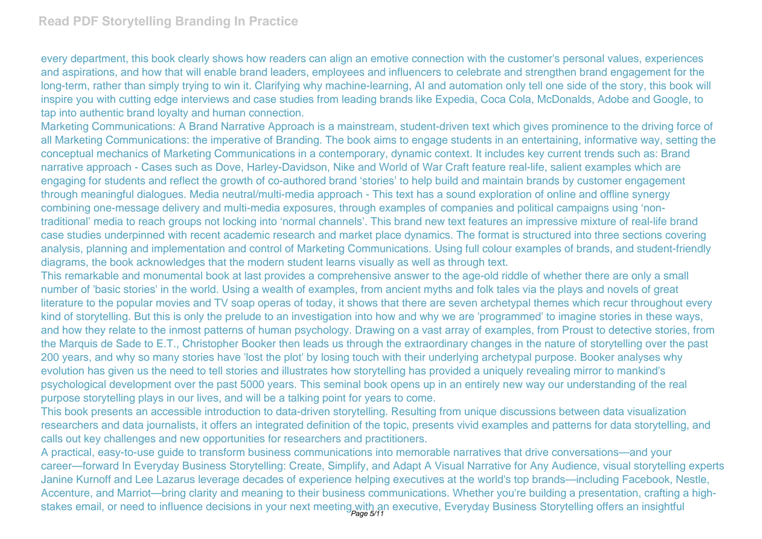every department, this book clearly shows how readers can align an emotive connection with the customer's personal values, experiences and aspirations, and how that will enable brand leaders, employees and influencers to celebrate and strengthen brand engagement for the long-term, rather than simply trying to win it. Clarifying why machine-learning, AI and automation only tell one side of the story, this book will inspire you with cutting edge interviews and case studies from leading brands like Expedia, Coca Cola, McDonalds, Adobe and Google, to tap into authentic brand loyalty and human connection.

Marketing Communications: A Brand Narrative Approach is a mainstream, student-driven text which gives prominence to the driving force of all Marketing Communications: the imperative of Branding. The book aims to engage students in an entertaining, informative way, setting the conceptual mechanics of Marketing Communications in a contemporary, dynamic context. It includes key current trends such as: Brand narrative approach - Cases such as Dove, Harley-Davidson, Nike and World of War Craft feature real-life, salient examples which are engaging for students and reflect the growth of co-authored brand 'stories' to help build and maintain brands by customer engagement through meaningful dialogues. Media neutral/multi-media approach - This text has a sound exploration of online and offline synergy combining one-message delivery and multi-media exposures, through examples of companies and political campaigns using 'non-traditional' media to reach groups not locking into 'normal channels'. This brand new text features an impressive mixture of real-life brand case studies underpinned with recent academic research and market place dynamics. The format is structured into three sections covering analysis, planning and implementation and control of Marketing Communications. Using full colour examples of brands, and student-friendly diagrams, the book acknowledges that the modern student learns visually as well as through text.

This remarkable and monumental book at last provides a comprehensive answer to the age-old riddle of whether there are only a small number of 'basic stories' in the world. Using a wealth of examples, from ancient myths and folk tales via the plays and novels of great literature to the popular movies and TV soap operas of today, it shows that there are seven archetypal themes which recur throughout every kind of storytelling. But this is only the prelude to an investigation into how and why we are 'programmed' to imagine stories in these ways, and how they relate to the inmost patterns of human psychology. Drawing on a vast array of examples, from Proust to detective stories, from the Marquis de Sade to E.T., Christopher Booker then leads us through the extraordinary changes in the nature of storytelling over the past 200 years, and why so many stories have 'lost the plot' by losing touch with their underlying archetypal purpose. Booker analyses why evolution has given us the need to tell stories and illustrates how storytelling has provided a uniquely revealing mirror to mankind's psychological development over the past 5000 years. This seminal book opens up in an entirely new way our understanding of the real purpose storytelling plays in our lives, and will be a talking point for years to come.

This book presents an accessible introduction to data-driven storytelling. Resulting from unique discussions between data visualization researchers and data journalists, it offers an integrated definition of the topic, presents vivid examples and patterns for data storytelling, and calls out key challenges and new opportunities for researchers and practitioners.

A practical, easy-to-use guide to transform business communications into memorable narratives that drive conversations—and your career—forward In Everyday Business Storytelling: Create, Simplify, and Adapt A Visual Narrative for Any Audience, visual storytelling experts Janine Kurnoff and Lee Lazarus leverage decades of experience helping executives at the world's top brands—including Facebook, Nestle, Accenture, and Marriot—bring clarity and meaning to their business communications. Whether you're building a presentation, crafting a high-stakes email, or need to influence decisions in your next meeting with an executive, Everyday Business Storytelling offers an insightful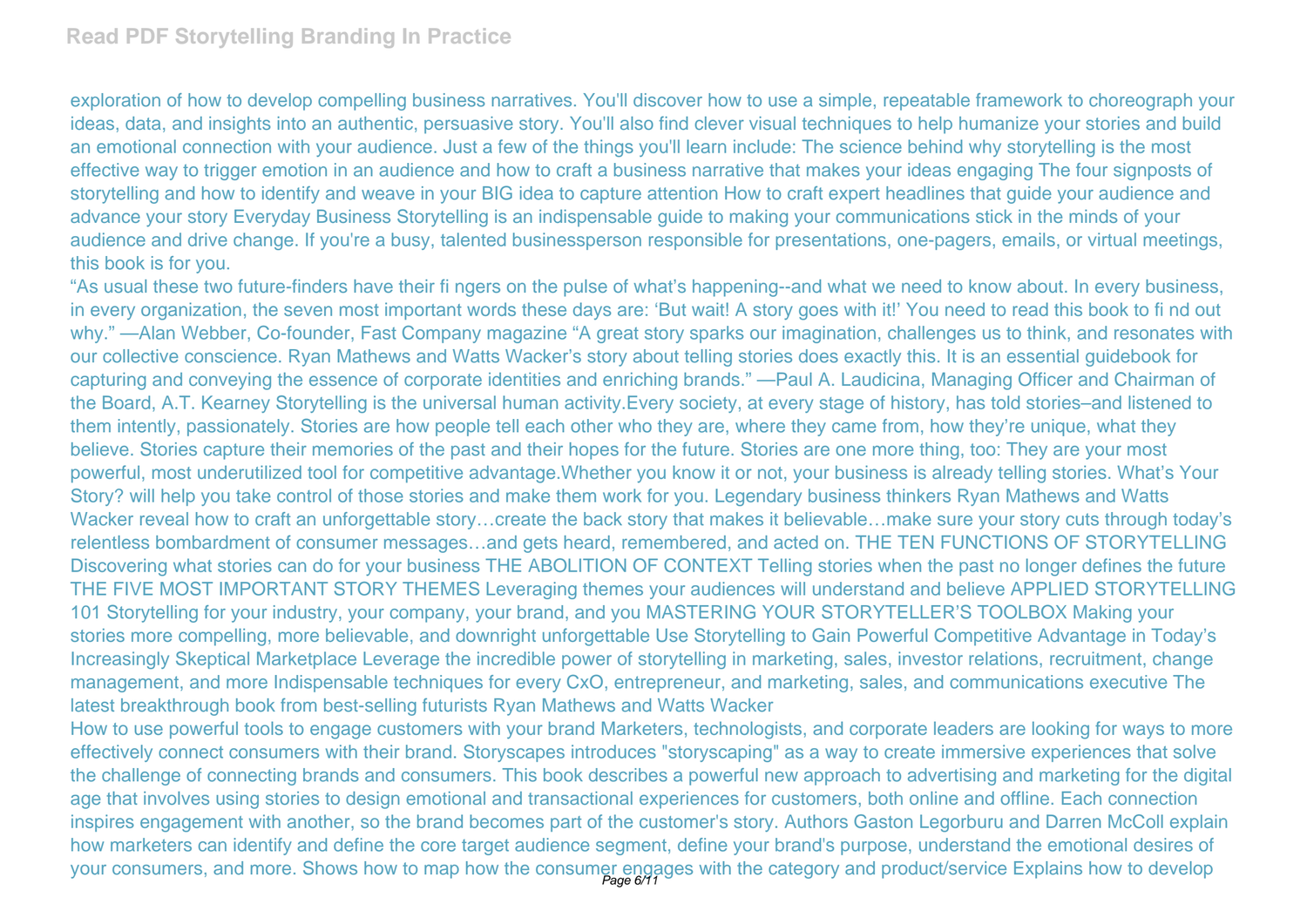exploration of how to develop compelling business narratives. You'll discover how to use a simple, repeatable framework to choreograph your ideas, data, and insights into an authentic, persuasive story. You'll also find clever visual techniques to help humanize your stories and build an emotional connection with your audience. Just a few of the things you'll learn include: The science behind why storytelling is the most effective way to trigger emotion in an audience and how to craft a business narrative that makes your ideas engaging The four signposts of storytelling and how to identify and weave in your BIG idea to capture attention How to craft expert headlines that guide your audience and advance your story Everyday Business Storytelling is an indispensable guide to making your communications stick in the minds of your audience and drive change. If you're a busy, talented businessperson responsible for presentations, one-pagers, emails, or virtual meetings, this book is for you.

"As usual these two future-finders have their fi ngers on the pulse of what's happening--and what we need to know about. In every business, in every organization, the seven most important words these days are: 'But wait! A story goes with it!' You need to read this book to fi nd out why." —Alan Webber, Co-founder, Fast Company magazine "A great story sparks our imagination, challenges us to think, and resonates with our collective conscience. Ryan Mathews and Watts Wacker's story about telling stories does exactly this. It is an essential guidebook for capturing and conveying the essence of corporate identities and enriching brands." —Paul A. Laudicina, Managing Officer and Chairman of the Board, A.T. Kearney Storytelling is the universal human activity.Every society, at every stage of history, has told stories–and listened to them intently, passionately. Stories are how people tell each other who they are, where they came from, how they're unique, what they believe. Stories capture their memories of the past and their hopes for the future. Stories are one more thing, too: They are your most powerful, most underutilized tool for competitive advantage.Whether you know it or not, your business is already telling stories. What's Your Story? will help you take control of those stories and make them work for you. Legendary business thinkers Ryan Mathews and Watts Wacker reveal how to craft an unforgettable story…create the back story that makes it believable…make sure your story cuts through today's relentless bombardment of consumer messages…and gets heard, remembered, and acted on. THE TEN FUNCTIONS OF STORYTELLING Discovering what stories can do for your business THE ABOLITION OF CONTEXT Telling stories when the past no longer defines the future THE FIVE MOST IMPORTANT STORY THEMES Leveraging themes your audiences will understand and believe APPLIED STORYTELLING 101 Storytelling for your industry, your company, your brand, and you MASTERING YOUR STORYTELLER'S TOOLBOX Making your stories more compelling, more believable, and downright unforgettable Use Storytelling to Gain Powerful Competitive Advantage in Today's Increasingly Skeptical Marketplace Leverage the incredible power of storytelling in marketing, sales, investor relations, recruitment, change management, and more Indispensable techniques for every CxO, entrepreneur, and marketing, sales, and communications executive The latest breakthrough book from best-selling futurists Ryan Mathews and Watts Wacker

How to use powerful tools to engage customers with your brand Marketers, technologists, and corporate leaders are looking for ways to more effectively connect consumers with their brand. Storyscapes introduces "storyscaping" as a way to create immersive experiences that solve the challenge of connecting brands and consumers. This book describes a powerful new approach to advertising and marketing for the digital age that involves using stories to design emotional and transactional experiences for customers, both online and offline. Each connection inspires engagement with another, so the brand becomes part of the customer's story. Authors Gaston Legorburu and Darren McColl explain how marketers can identify and define the core target audience segment, define your brand's purpose, understand the emotional desires of your consumers, and more. Shows how to map how the consumer engages with the category and product/service Explains how to develop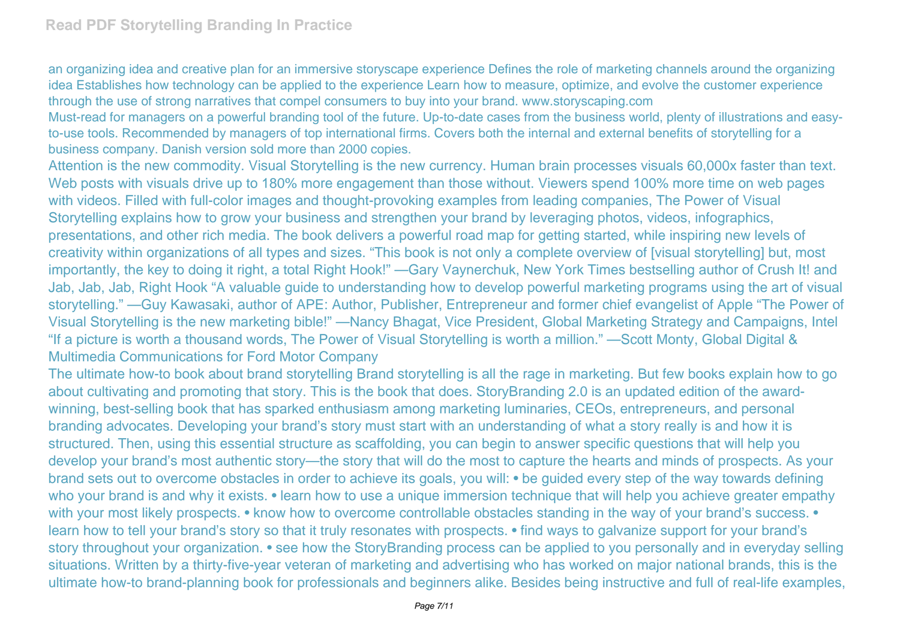an organizing idea and creative plan for an immersive storyscape experience Defines the role of marketing channels around the organizing idea Establishes how technology can be applied to the experience Learn how to measure, optimize, and evolve the customer experience through the use of strong narratives that compel consumers to buy into your brand. www.storyscaping.com

Must-read for managers on a powerful branding tool of the future. Up-to-date cases from the business world, plenty of illustrations and easy-to-use tools. Recommended by managers of top international firms. Covers both the internal and external benefits of storytelling for a business company. Danish version sold more than 2000 copies.

Attention is the new commodity. Visual Storytelling is the new currency. Human brain processes visuals 60,000x faster than text. Web posts with visuals drive up to 180% more engagement than those without. Viewers spend 100% more time on web pages with videos. Filled with full-color images and thought-provoking examples from leading companies, The Power of Visual Storytelling explains how to grow your business and strengthen your brand by leveraging photos, videos, infographics, presentations, and other rich media. The book delivers a powerful road map for getting started, while inspiring new levels of creativity within organizations of all types and sizes. "This book is not only a complete overview of [visual storytelling] but, most importantly, the key to doing it right, a total Right Hook!" —Gary Vaynerchuk, New York Times bestselling author of Crush It! and Jab, Jab, Jab, Right Hook "A valuable guide to understanding how to develop powerful marketing programs using the art of visual storytelling." —Guy Kawasaki, author of APE: Author, Publisher, Entrepreneur and former chief evangelist of Apple "The Power of Visual Storytelling is the new marketing bible!" —Nancy Bhagat, Vice President, Global Marketing Strategy and Campaigns, Intel "If a picture is worth a thousand words, The Power of Visual Storytelling is worth a million." —Scott Monty, Global Digital & Multimedia Communications for Ford Motor Company

The ultimate how-to book about brand storytelling Brand storytelling is all the rage in marketing. But few books explain how to go about cultivating and promoting that story. This is the book that does. StoryBranding 2.0 is an updated edition of the award-winning, best-selling book that has sparked enthusiasm among marketing luminaries, CEOs, entrepreneurs, and personal branding advocates. Developing your brand's story must start with an understanding of what a story really is and how it is structured. Then, using this essential structure as scaffolding, you can begin to answer specific questions that will help you develop your brand's most authentic story—the story that will do the most to capture the hearts and minds of prospects. As your brand sets out to overcome obstacles in order to achieve its goals, you will: • be guided every step of the way towards defining who your brand is and why it exists. • learn how to use a unique immersion technique that will help you achieve greater empathy with your most likely prospects. • know how to overcome controllable obstacles standing in the way of your brand's success. • learn how to tell your brand's story so that it truly resonates with prospects. • find ways to galvanize support for your brand's story throughout your organization. • see how the StoryBranding process can be applied to you personally and in everyday selling situations. Written by a thirty-five-year veteran of marketing and advertising who has worked on major national brands, this is the ultimate how-to brand-planning book for professionals and beginners alike. Besides being instructive and full of real-life examples,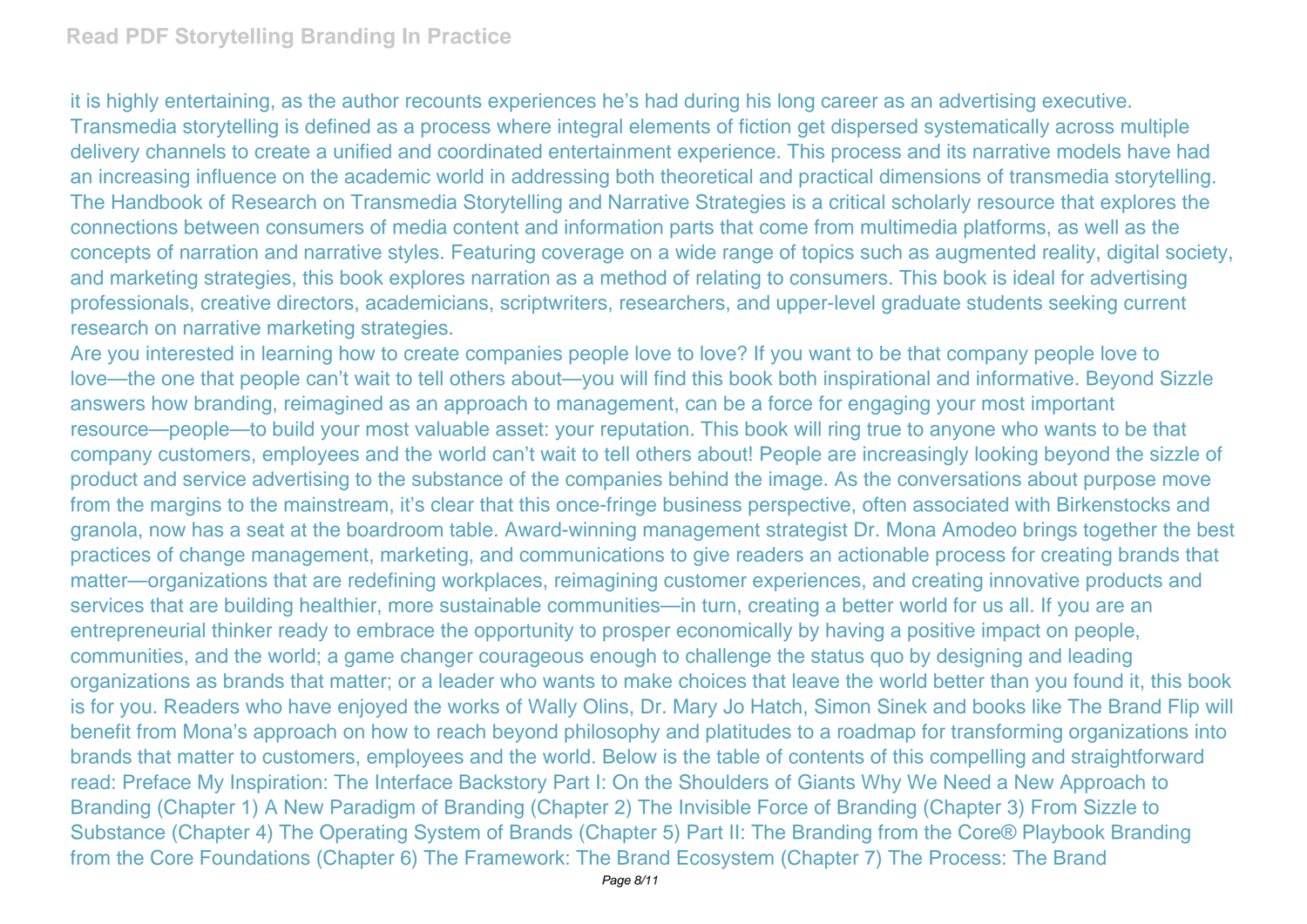it is highly entertaining, as the author recounts experiences he's had during his long career as an advertising executive.
Transmedia storytelling is defined as a process where integral elements of fiction get dispersed systematically across multiple delivery channels to create a unified and coordinated entertainment experience. This process and its narrative models have had an increasing influence on the academic world in addressing both theoretical and practical dimensions of transmedia storytelling. The Handbook of Research on Transmedia Storytelling and Narrative Strategies is a critical scholarly resource that explores the connections between consumers of media content and information parts that come from multimedia platforms, as well as the concepts of narration and narrative styles. Featuring coverage on a wide range of topics such as augmented reality, digital society, and marketing strategies, this book explores narration as a method of relating to consumers. This book is ideal for advertising professionals, creative directors, academicians, scriptwriters, researchers, and upper-level graduate students seeking current research on narrative marketing strategies.
Are you interested in learning how to create companies people love to love? If you want to be that company people love to love—the one that people can't wait to tell others about—you will find this book both inspirational and informative. Beyond Sizzle answers how branding, reimagined as an approach to management, can be a force for engaging your most important resource—people—to build your most valuable asset: your reputation. This book will ring true to anyone who wants to be that company customers, employees and the world can't wait to tell others about! People are increasingly looking beyond the sizzle of product and service advertising to the substance of the companies behind the image. As the conversations about purpose move from the margins to the mainstream, it's clear that this once-fringe business perspective, often associated with Birkenstocks and granola, now has a seat at the boardroom table. Award-winning management strategist Dr. Mona Amodeo brings together the best practices of change management, marketing, and communications to give readers an actionable process for creating brands that matter—organizations that are redefining workplaces, reimagining customer experiences, and creating innovative products and services that are building healthier, more sustainable communities—in turn, creating a better world for us all. If you are an entrepreneurial thinker ready to embrace the opportunity to prosper economically by having a positive impact on people, communities, and the world; a game changer courageous enough to challenge the status quo by designing and leading organizations as brands that matter; or a leader who wants to make choices that leave the world better than you found it, this book is for you. Readers who have enjoyed the works of Wally Olins, Dr. Mary Jo Hatch, Simon Sinek and books like The Brand Flip will benefit from Mona's approach on how to reach beyond philosophy and platitudes to a roadmap for transforming organizations into brands that matter to customers, employees and the world. Below is the table of contents of this compelling and straightforward read: Preface My Inspiration: The Interface Backstory Part I: On the Shoulders of Giants Why We Need a New Approach to Branding (Chapter 1) A New Paradigm of Branding (Chapter 2) The Invisible Force of Branding (Chapter 3) From Sizzle to Substance (Chapter 4) The Operating System of Brands (Chapter 5) Part II: The Branding from the Core® Playbook Branding from the Core Foundations (Chapter 6) The Framework: The Brand Ecosystem (Chapter 7) The Process: The Brand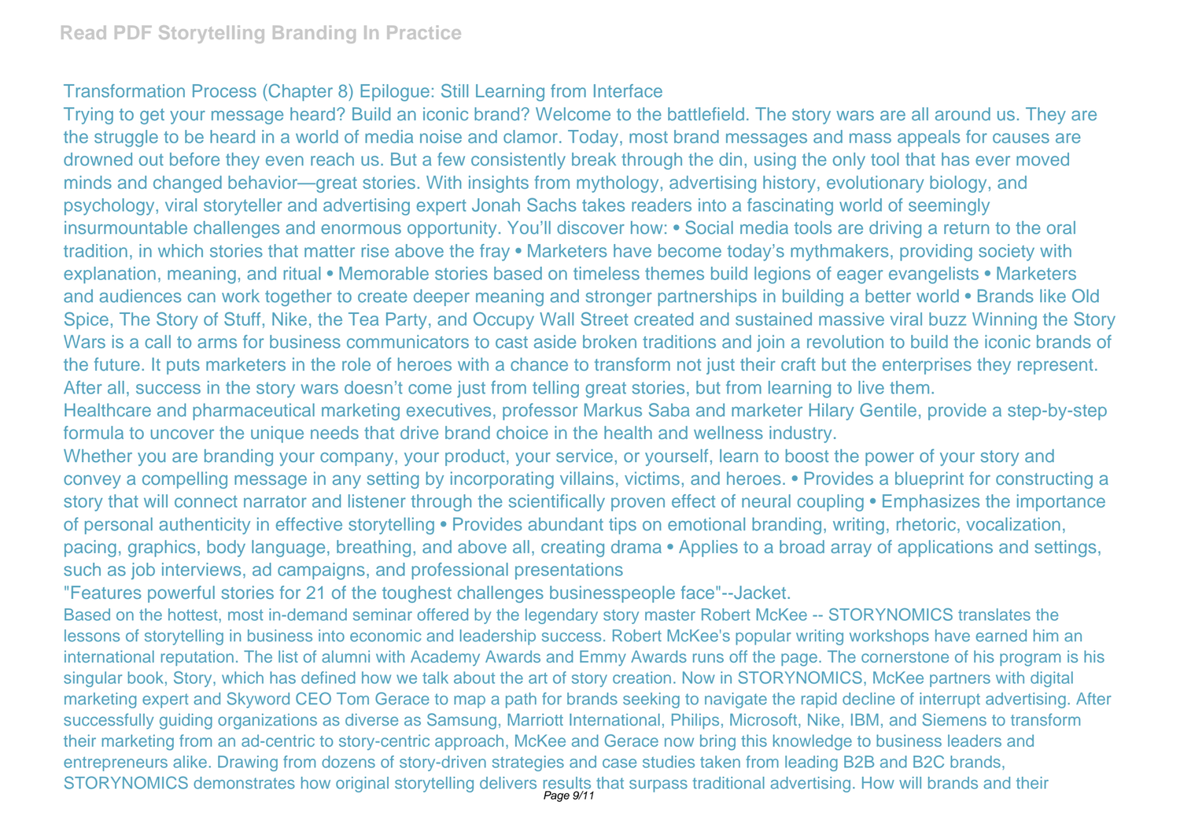Transformation Process (Chapter 8) Epilogue: Still Learning from Interface

Trying to get your message heard? Build an iconic brand? Welcome to the battlefield. The story wars are all around us. They are the struggle to be heard in a world of media noise and clamor. Today, most brand messages and mass appeals for causes are drowned out before they even reach us. But a few consistently break through the din, using the only tool that has ever moved minds and changed behavior—great stories. With insights from mythology, advertising history, evolutionary biology, and psychology, viral storyteller and advertising expert Jonah Sachs takes readers into a fascinating world of seemingly insurmountable challenges and enormous opportunity. You'll discover how: • Social media tools are driving a return to the oral tradition, in which stories that matter rise above the fray • Marketers have become today's mythmakers, providing society with explanation, meaning, and ritual • Memorable stories based on timeless themes build legions of eager evangelists • Marketers and audiences can work together to create deeper meaning and stronger partnerships in building a better world • Brands like Old Spice, The Story of Stuff, Nike, the Tea Party, and Occupy Wall Street created and sustained massive viral buzz Winning the Story Wars is a call to arms for business communicators to cast aside broken traditions and join a revolution to build the iconic brands of the future. It puts marketers in the role of heroes with a chance to transform not just their craft but the enterprises they represent. After all, success in the story wars doesn't come just from telling great stories, but from learning to live them.

Healthcare and pharmaceutical marketing executives, professor Markus Saba and marketer Hilary Gentile, provide a step-by-step formula to uncover the unique needs that drive brand choice in the health and wellness industry.

Whether you are branding your company, your product, your service, or yourself, learn to boost the power of your story and convey a compelling message in any setting by incorporating villains, victims, and heroes. • Provides a blueprint for constructing a story that will connect narrator and listener through the scientifically proven effect of neural coupling • Emphasizes the importance of personal authenticity in effective storytelling • Provides abundant tips on emotional branding, writing, rhetoric, vocalization, pacing, graphics, body language, breathing, and above all, creating drama • Applies to a broad array of applications and settings, such as job interviews, ad campaigns, and professional presentations

"Features powerful stories for 21 of the toughest challenges businesspeople face"--Jacket.

Based on the hottest, most in-demand seminar offered by the legendary story master Robert McKee -- STORYNOMICS translates the lessons of storytelling in business into economic and leadership success. Robert McKee's popular writing workshops have earned him an international reputation. The list of alumni with Academy Awards and Emmy Awards runs off the page. The cornerstone of his program is his singular book, Story, which has defined how we talk about the art of story creation. Now in STORYNOMICS, McKee partners with digital marketing expert and Skyword CEO Tom Gerace to map a path for brands seeking to navigate the rapid decline of interrupt advertising. After successfully guiding organizations as diverse as Samsung, Marriott International, Philips, Microsoft, Nike, IBM, and Siemens to transform their marketing from an ad-centric to story-centric approach, McKee and Gerace now bring this knowledge to business leaders and entrepreneurs alike. Drawing from dozens of story-driven strategies and case studies taken from leading B2B and B2C brands, STORYNOMICS demonstrates how original storytelling delivers results that surpass traditional advertising. How will brands and their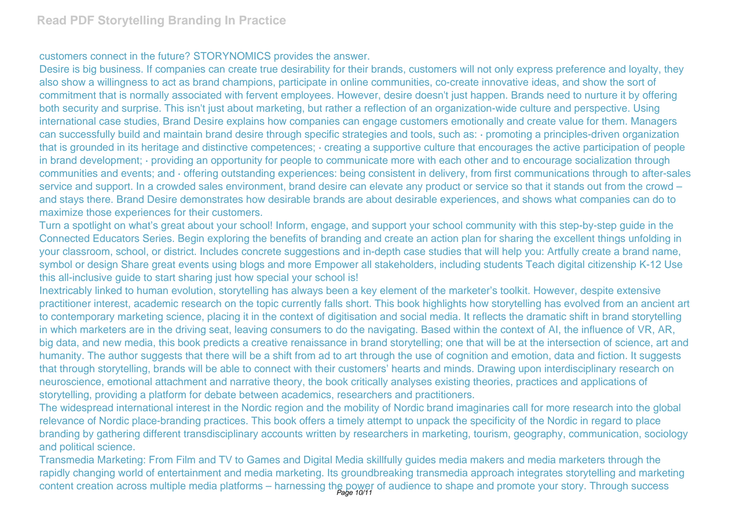customers connect in the future? STORYNOMICS provides the answer.

Desire is big business. If companies can create true desirability for their brands, customers will not only express preference and loyalty, they also show a willingness to act as brand champions, participate in online communities, co-create innovative ideas, and show the sort of commitment that is normally associated with fervent employees. However, desire doesn't just happen. Brands need to nurture it by offering both security and surprise. This isn't just about marketing, but rather a reflection of an organization-wide culture and perspective. Using international case studies, Brand Desire explains how companies can engage customers emotionally and create value for them. Managers can successfully build and maintain brand desire through specific strategies and tools, such as: · promoting a principles-driven organization that is grounded in its heritage and distinctive competences; · creating a supportive culture that encourages the active participation of people in brand development; · providing an opportunity for people to communicate more with each other and to encourage socialization through communities and events; and · offering outstanding experiences: being consistent in delivery, from first communications through to after-sales service and support. In a crowded sales environment, brand desire can elevate any product or service so that it stands out from the crowd – and stays there. Brand Desire demonstrates how desirable brands are about desirable experiences, and shows what companies can do to maximize those experiences for their customers.

Turn a spotlight on what's great about your school! Inform, engage, and support your school community with this step-by-step guide in the Connected Educators Series. Begin exploring the benefits of branding and create an action plan for sharing the excellent things unfolding in your classroom, school, or district. Includes concrete suggestions and in-depth case studies that will help you: Artfully create a brand name, symbol or design Share great events using blogs and more Empower all stakeholders, including students Teach digital citizenship K-12 Use this all-inclusive guide to start sharing just how special your school is!

Inextricably linked to human evolution, storytelling has always been a key element of the marketer's toolkit. However, despite extensive practitioner interest, academic research on the topic currently falls short. This book highlights how storytelling has evolved from an ancient art to contemporary marketing science, placing it in the context of digitisation and social media. It reflects the dramatic shift in brand storytelling in which marketers are in the driving seat, leaving consumers to do the navigating. Based within the context of AI, the influence of VR, AR, big data, and new media, this book predicts a creative renaissance in brand storytelling; one that will be at the intersection of science, art and humanity. The author suggests that there will be a shift from ad to art through the use of cognition and emotion, data and fiction. It suggests that through storytelling, brands will be able to connect with their customers' hearts and minds. Drawing upon interdisciplinary research on neuroscience, emotional attachment and narrative theory, the book critically analyses existing theories, practices and applications of storytelling, providing a platform for debate between academics, researchers and practitioners.

The widespread international interest in the Nordic region and the mobility of Nordic brand imaginaries call for more research into the global relevance of Nordic place-branding practices. This book offers a timely attempt to unpack the specificity of the Nordic in regard to place branding by gathering different transdisciplinary accounts written by researchers in marketing, tourism, geography, communication, sociology and political science.

Transmedia Marketing: From Film and TV to Games and Digital Media skillfully guides media makers and media marketers through the rapidly changing world of entertainment and media marketing. Its groundbreaking transmedia approach integrates storytelling and marketing content creation across multiple media platforms – harnessing the power of audience to shape and promote your story. Through success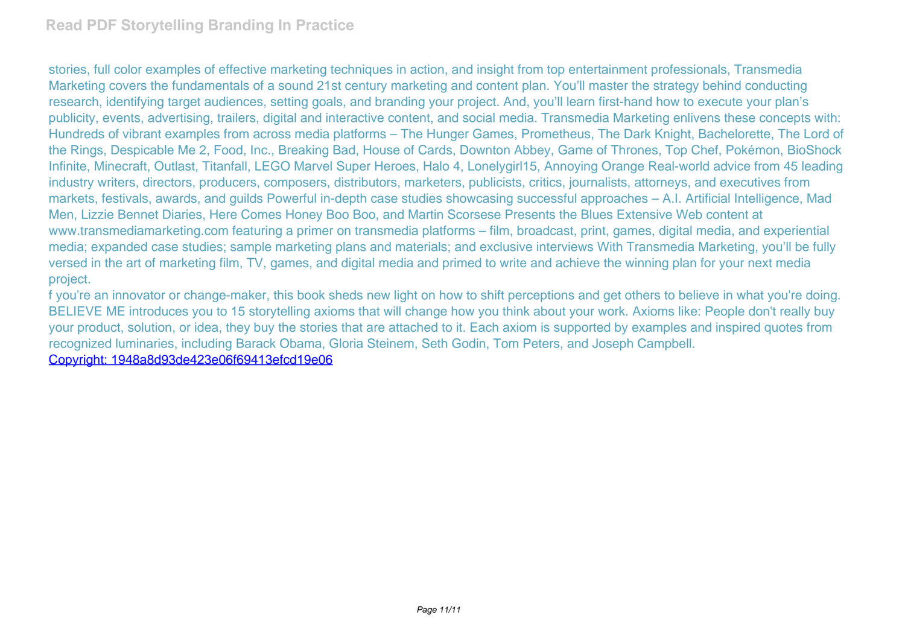stories, full color examples of effective marketing techniques in action, and insight from top entertainment professionals, Transmedia Marketing covers the fundamentals of a sound 21st century marketing and content plan. You'll master the strategy behind conducting research, identifying target audiences, setting goals, and branding your project. And, you'll learn first-hand how to execute your plan's publicity, events, advertising, trailers, digital and interactive content, and social media. Transmedia Marketing enlivens these concepts with: Hundreds of vibrant examples from across media platforms – The Hunger Games, Prometheus, The Dark Knight, Bachelorette, The Lord of the Rings, Despicable Me 2, Food, Inc., Breaking Bad, House of Cards, Downton Abbey, Game of Thrones, Top Chef, Pokémon, BioShock Infinite, Minecraft, Outlast, Titanfall, LEGO Marvel Super Heroes, Halo 4, Lonelygirl15, Annoying Orange Real-world advice from 45 leading industry writers, directors, producers, composers, distributors, marketers, publicists, critics, journalists, attorneys, and executives from markets, festivals, awards, and guilds Powerful in-depth case studies showcasing successful approaches – A.I. Artificial Intelligence, Mad Men, Lizzie Bennet Diaries, Here Comes Honey Boo Boo, and Martin Scorsese Presents the Blues Extensive Web content at www.transmediamarketing.com featuring a primer on transmedia platforms – film, broadcast, print, games, digital media, and experiential media; expanded case studies; sample marketing plans and materials; and exclusive interviews With Transmedia Marketing, you'll be fully versed in the art of marketing film, TV, games, and digital media and primed to write and achieve the winning plan for your next media project.

f you're an innovator or change-maker, this book sheds new light on how to shift perceptions and get others to believe in what you're doing. BELIEVE ME introduces you to 15 storytelling axioms that will change how you think about your work. Axioms like: People don't really buy your product, solution, or idea, they buy the stories that are attached to it. Each axiom is supported by examples and inspired quotes from recognized luminaries, including Barack Obama, Gloria Steinem, Seth Godin, Tom Peters, and Joseph Campbell.

Copyright: 1948a8d93de423e06f69413efcd19e06